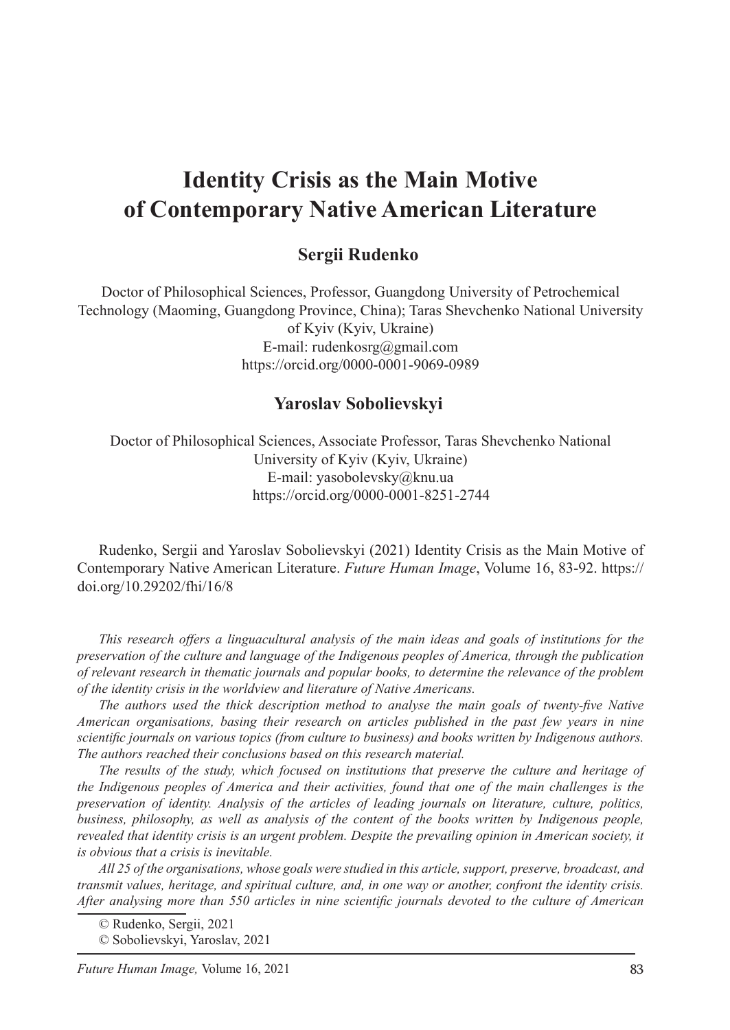# Identity Crisis as the Main Motive of Contemporary Native American Literature

## Sergii Rudenko

Doctor of Philosophical Sciences, Professor, Guangdong University of Petrochemical Technology (Maoming, Guangdong Province, China); Taras Shevchenko National University of Kyiv (Kyiv, Ukraine)
E-mail: rudenkosrg@gmail.com
https://orcid.org/0000-0001-9069-0989

## Yaroslav Sobolievskyi

Doctor of Philosophical Sciences, Associate Professor, Taras Shevchenko National University of Kyiv (Kyiv, Ukraine)
E-mail: yasobolevsky@knu.ua
https://orcid.org/0000-0001-8251-2744

Rudenko, Sergii and Yaroslav Sobolievskyi (2021) Identity Crisis as the Main Motive of Contemporary Native American Literature. *Future Human Image*, Volume 16, 83-92. https://doi.org/10.29202/fhi/16/8

*This research offers a linguacultural analysis of the main ideas and goals of institutions for the preservation of the culture and language of the Indigenous peoples of America, through the publication of relevant research in thematic journals and popular books, to determine the relevance of the problem of the identity crisis in the worldview and literature of Native Americans.*

*The authors used the thick description method to analyse the main goals of twenty-five Native American organisations, basing their research on articles published in the past few years in nine scientific journals on various topics (from culture to business) and books written by Indigenous authors. The authors reached their conclusions based on this research material.*

*The results of the study, which focused on institutions that preserve the culture and heritage of the Indigenous peoples of America and their activities, found that one of the main challenges is the preservation of identity. Analysis of the articles of leading journals on literature, culture, politics, business, philosophy, as well as analysis of the content of the books written by Indigenous people, revealed that identity crisis is an urgent problem. Despite the prevailing opinion in American society, it is obvious that a crisis is inevitable.*

*All 25 of the organisations, whose goals were studied in this article, support, preserve, broadcast, and transmit values, heritage, and spiritual culture, and, in one way or another, confront the identity crisis. After analysing more than 550 articles in nine scientific journals devoted to the culture of American*

© Rudenko, Sergii, 2021
© Sobolievskyi, Yaroslav, 2021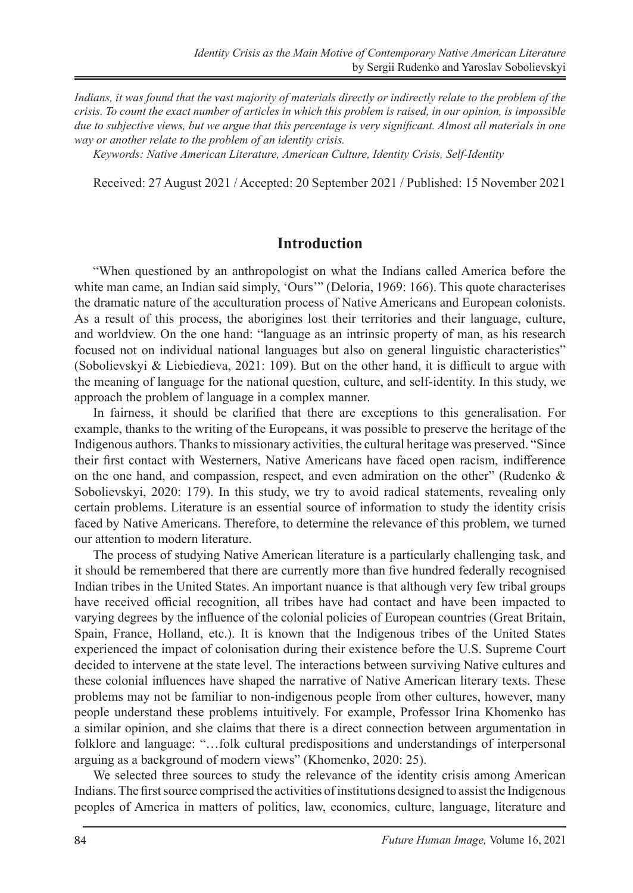*Indians, it was found that the vast majority of materials directly or indirectly relate to the problem of the crisis. To count the exact number of articles in which this problem is raised, in our opinion, is impossible due to subjective views, but we argue that this percentage is very significant. Almost all materials in one way or another relate to the problem of an identity crisis.*

*Keywords: Native American Literature, American Culture, Identity Crisis, Self-Identity*

Received: 27 August 2021 / Accepted: 20 September 2021 / Published: 15 November 2021

## Introduction

"When questioned by an anthropologist on what the Indians called America before the white man came, an Indian said simply, 'Ours'" (Deloria, 1969: 166). This quote characterises the dramatic nature of the acculturation process of Native Americans and European colonists. As a result of this process, the aborigines lost their territories and their language, culture, and worldview. On the one hand: "language as an intrinsic property of man, as his research focused not on individual national languages but also on general linguistic characteristics" (Sobolievskyi & Liebiedieva, 2021: 109). But on the other hand, it is difficult to argue with the meaning of language for the national question, culture, and self-identity. In this study, we approach the problem of language in a complex manner.

In fairness, it should be clarified that there are exceptions to this generalisation. For example, thanks to the writing of the Europeans, it was possible to preserve the heritage of the Indigenous authors. Thanks to missionary activities, the cultural heritage was preserved. "Since their first contact with Westerners, Native Americans have faced open racism, indifference on the one hand, and compassion, respect, and even admiration on the other" (Rudenko & Sobolievskyi, 2020: 179). In this study, we try to avoid radical statements, revealing only certain problems. Literature is an essential source of information to study the identity crisis faced by Native Americans. Therefore, to determine the relevance of this problem, we turned our attention to modern literature.

The process of studying Native American literature is a particularly challenging task, and it should be remembered that there are currently more than five hundred federally recognised Indian tribes in the United States. An important nuance is that although very few tribal groups have received official recognition, all tribes have had contact and have been impacted to varying degrees by the influence of the colonial policies of European countries (Great Britain, Spain, France, Holland, etc.). It is known that the Indigenous tribes of the United States experienced the impact of colonisation during their existence before the U.S. Supreme Court decided to intervene at the state level. The interactions between surviving Native cultures and these colonial influences have shaped the narrative of Native American literary texts. These problems may not be familiar to non-indigenous people from other cultures, however, many people understand these problems intuitively. For example, Professor Irina Khomenko has a similar opinion, and she claims that there is a direct connection between argumentation in folklore and language: "…folk cultural predispositions and understandings of interpersonal arguing as a background of modern views" (Khomenko, 2020: 25).

We selected three sources to study the relevance of the identity crisis among American Indians. The first source comprised the activities of institutions designed to assist the Indigenous peoples of America in matters of politics, law, economics, culture, language, literature and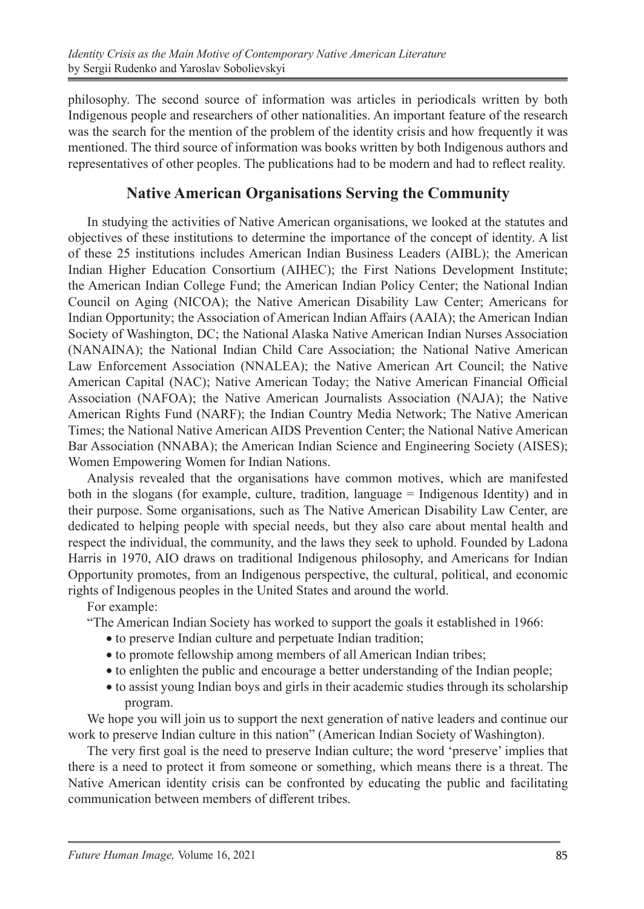philosophy. The second source of information was articles in periodicals written by both Indigenous people and researchers of other nationalities. An important feature of the research was the search for the mention of the problem of the identity crisis and how frequently it was mentioned. The third source of information was books written by both Indigenous authors and representatives of other peoples. The publications had to be modern and had to reflect reality.

## Native American Organisations Serving the Community

In studying the activities of Native American organisations, we looked at the statutes and objectives of these institutions to determine the importance of the concept of identity. A list of these 25 institutions includes American Indian Business Leaders (AIBL); the American Indian Higher Education Consortium (AIHEC); the First Nations Development Institute; the American Indian College Fund; the American Indian Policy Center; the National Indian Council on Aging (NICOA); the Native American Disability Law Center; Americans for Indian Opportunity; the Association of American Indian Affairs (AAIA); the American Indian Society of Washington, DC; the National Alaska Native American Indian Nurses Association (NANAINA); the National Indian Child Care Association; the National Native American Law Enforcement Association (NNALEA); the Native American Art Council; the Native American Capital (NAC); Native American Today; the Native American Financial Official Association (NAFOA); the Native American Journalists Association (NAJA); the Native American Rights Fund (NARF); the Indian Country Media Network; The Native American Times; the National Native American AIDS Prevention Center; the National Native American Bar Association (NNABA); the American Indian Science and Engineering Society (AISES); Women Empowering Women for Indian Nations.

Analysis revealed that the organisations have common motives, which are manifested both in the slogans (for example, culture, tradition, language = Indigenous Identity) and in their purpose. Some organisations, such as The Native American Disability Law Center, are dedicated to helping people with special needs, but they also care about mental health and respect the individual, the community, and the laws they seek to uphold. Founded by Ladona Harris in 1970, AIO draws on traditional Indigenous philosophy, and Americans for Indian Opportunity promotes, from an Indigenous perspective, the cultural, political, and economic rights of Indigenous peoples in the United States and around the world.

For example:

"The American Indian Society has worked to support the goals it established in 1966:

- to preserve Indian culture and perpetuate Indian tradition;
- to promote fellowship among members of all American Indian tribes;
- to enlighten the public and encourage a better understanding of the Indian people;
- to assist young Indian boys and girls in their academic studies through its scholarship program.

We hope you will join us to support the next generation of native leaders and continue our work to preserve Indian culture in this nation" (American Indian Society of Washington).

The very first goal is the need to preserve Indian culture; the word 'preserve' implies that there is a need to protect it from someone or something, which means there is a threat. The Native American identity crisis can be confronted by educating the public and facilitating communication between members of different tribes.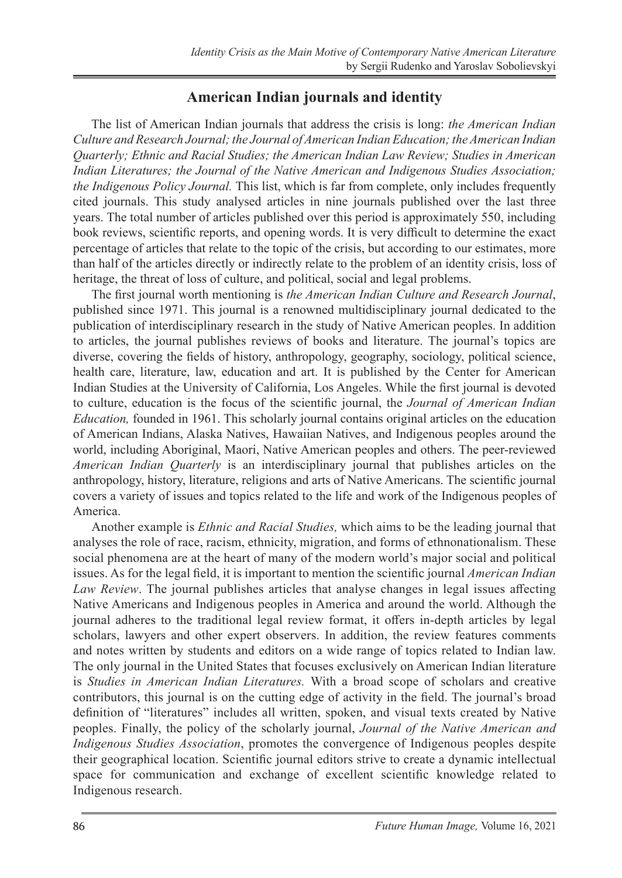## American Indian journals and identity

The list of American Indian journals that address the crisis is long: *the American Indian Culture and Research Journal; the Journal of American Indian Education; the American Indian Quarterly; Ethnic and Racial Studies; the American Indian Law Review; Studies in American Indian Literatures; the Journal of the Native American and Indigenous Studies Association; the Indigenous Policy Journal.* This list, which is far from complete, only includes frequently cited journals. This study analysed articles in nine journals published over the last three years. The total number of articles published over this period is approximately 550, including book reviews, scientific reports, and opening words. It is very difficult to determine the exact percentage of articles that relate to the topic of the crisis, but according to our estimates, more than half of the articles directly or indirectly relate to the problem of an identity crisis, loss of heritage, the threat of loss of culture, and political, social and legal problems.

The first journal worth mentioning is *the American Indian Culture and Research Journal*, published since 1971. This journal is a renowned multidisciplinary journal dedicated to the publication of interdisciplinary research in the study of Native American peoples. In addition to articles, the journal publishes reviews of books and literature. The journal's topics are diverse, covering the fields of history, anthropology, geography, sociology, political science, health care, literature, law, education and art. It is published by the Center for American Indian Studies at the University of California, Los Angeles. While the first journal is devoted to culture, education is the focus of the scientific journal, the *Journal of American Indian Education,* founded in 1961. This scholarly journal contains original articles on the education of American Indians, Alaska Natives, Hawaiian Natives, and Indigenous peoples around the world, including Aboriginal, Maori, Native American peoples and others. The peer-reviewed *American Indian Quarterly* is an interdisciplinary journal that publishes articles on the anthropology, history, literature, religions and arts of Native Americans. The scientific journal covers a variety of issues and topics related to the life and work of the Indigenous peoples of America.

Another example is *Ethnic and Racial Studies,* which aims to be the leading journal that analyses the role of race, racism, ethnicity, migration, and forms of ethnonationalism. These social phenomena are at the heart of many of the modern world's major social and political issues. As for the legal field, it is important to mention the scientific journal *American Indian Law Review*. The journal publishes articles that analyse changes in legal issues affecting Native Americans and Indigenous peoples in America and around the world. Although the journal adheres to the traditional legal review format, it offers in-depth articles by legal scholars, lawyers and other expert observers. In addition, the review features comments and notes written by students and editors on a wide range of topics related to Indian law. The only journal in the United States that focuses exclusively on American Indian literature is *Studies in American Indian Literatures.* With a broad scope of scholars and creative contributors, this journal is on the cutting edge of activity in the field. The journal's broad definition of "literatures" includes all written, spoken, and visual texts created by Native peoples. Finally, the policy of the scholarly journal, *Journal of the Native American and Indigenous Studies Association*, promotes the convergence of Indigenous peoples despite their geographical location. Scientific journal editors strive to create a dynamic intellectual space for communication and exchange of excellent scientific knowledge related to Indigenous research.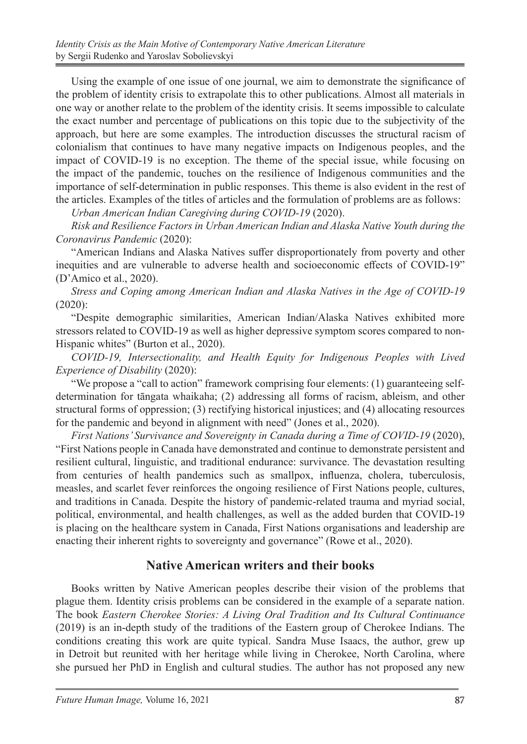Using the example of one issue of one journal, we aim to demonstrate the significance of the problem of identity crisis to extrapolate this to other publications. Almost all materials in one way or another relate to the problem of the identity crisis. It seems impossible to calculate the exact number and percentage of publications on this topic due to the subjectivity of the approach, but here are some examples. The introduction discusses the structural racism of colonialism that continues to have many negative impacts on Indigenous peoples, and the impact of COVID-19 is no exception. The theme of the special issue, while focusing on the impact of the pandemic, touches on the resilience of Indigenous communities and the importance of self-determination in public responses. This theme is also evident in the rest of the articles. Examples of the titles of articles and the formulation of problems are as follows:

*Urban American Indian Caregiving during COVID-19* (2020).

*Risk and Resilience Factors in Urban American Indian and Alaska Native Youth during the Coronavirus Pandemic* (2020):

"American Indians and Alaska Natives suffer disproportionately from poverty and other inequities and are vulnerable to adverse health and socioeconomic effects of COVID-19" (D'Amico et al., 2020).

*Stress and Coping among American Indian and Alaska Natives in the Age of COVID-19* (2020):

"Despite demographic similarities, American Indian/Alaska Natives exhibited more stressors related to COVID-19 as well as higher depressive symptom scores compared to non-Hispanic whites" (Burton et al., 2020).

*COVID-19, Intersectionality, and Health Equity for Indigenous Peoples with Lived Experience of Disability* (2020):

"We propose a "call to action" framework comprising four elements: (1) guaranteeing self-determination for tāngata whaikaha; (2) addressing all forms of racism, ableism, and other structural forms of oppression; (3) rectifying historical injustices; and (4) allocating resources for the pandemic and beyond in alignment with need" (Jones et al., 2020).

*First Nations' Survivance and Sovereignty in Canada during a Time of COVID-19* (2020), "First Nations people in Canada have demonstrated and continue to demonstrate persistent and resilient cultural, linguistic, and traditional endurance: survivance. The devastation resulting from centuries of health pandemics such as smallpox, influenza, cholera, tuberculosis, measles, and scarlet fever reinforces the ongoing resilience of First Nations people, cultures, and traditions in Canada. Despite the history of pandemic-related trauma and myriad social, political, environmental, and health challenges, as well as the added burden that COVID-19 is placing on the healthcare system in Canada, First Nations organisations and leadership are enacting their inherent rights to sovereignty and governance" (Rowe et al., 2020).

## Native American writers and their books

Books written by Native American peoples describe their vision of the problems that plague them. Identity crisis problems can be considered in the example of a separate nation. The book *Eastern Cherokee Stories: A Living Oral Tradition and Its Cultural Continuance* (2019) is an in-depth study of the traditions of the Eastern group of Cherokee Indians. The conditions creating this work are quite typical. Sandra Muse Isaacs, the author, grew up in Detroit but reunited with her heritage while living in Cherokee, North Carolina, where she pursued her PhD in English and cultural studies. The author has not proposed any new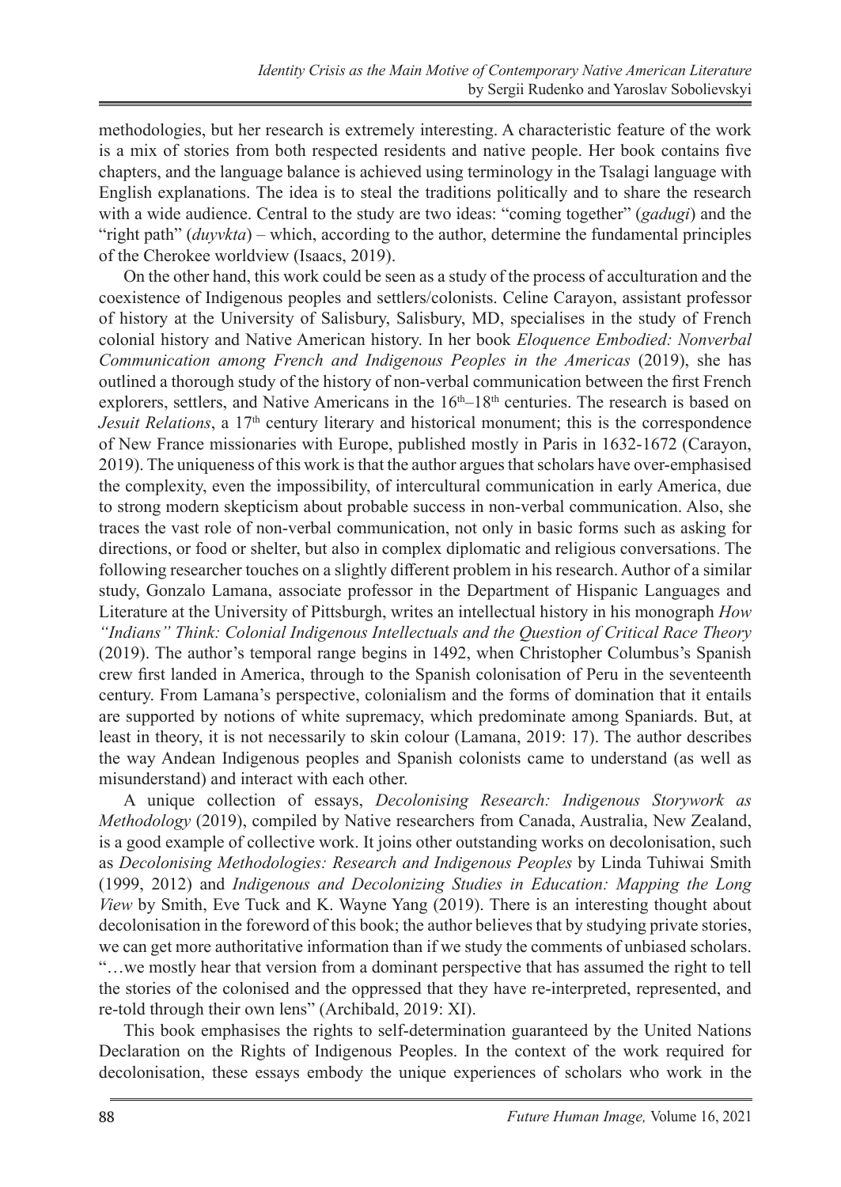methodologies, but her research is extremely interesting. A characteristic feature of the work is a mix of stories from both respected residents and native people. Her book contains five chapters, and the language balance is achieved using terminology in the Tsalagi language with English explanations. The idea is to steal the traditions politically and to share the research with a wide audience. Central to the study are two ideas: "coming together" (*gadugi*) and the "right path" (*duyvkta*) – which, according to the author, determine the fundamental principles of the Cherokee worldview (Isaacs, 2019).

On the other hand, this work could be seen as a study of the process of acculturation and the coexistence of Indigenous peoples and settlers/colonists. Celine Carayon, assistant professor of history at the University of Salisbury, Salisbury, MD, specialises in the study of French colonial history and Native American history. In her book *Eloquence Embodied: Nonverbal Communication among French and Indigenous Peoples in the Americas* (2019), she has outlined a thorough study of the history of non-verbal communication between the first French explorers, settlers, and Native Americans in the 16th–18th centuries. The research is based on *Jesuit Relations*, a 17th century literary and historical monument; this is the correspondence of New France missionaries with Europe, published mostly in Paris in 1632-1672 (Carayon, 2019). The uniqueness of this work is that the author argues that scholars have over-emphasised the complexity, even the impossibility, of intercultural communication in early America, due to strong modern skepticism about probable success in non-verbal communication. Also, she traces the vast role of non-verbal communication, not only in basic forms such as asking for directions, or food or shelter, but also in complex diplomatic and religious conversations. The following researcher touches on a slightly different problem in his research. Author of a similar study, Gonzalo Lamana, associate professor in the Department of Hispanic Languages and Literature at the University of Pittsburgh, writes an intellectual history in his monograph *How "Indians" Think: Colonial Indigenous Intellectuals and the Question of Critical Race Theory* (2019). The author's temporal range begins in 1492, when Christopher Columbus's Spanish crew first landed in America, through to the Spanish colonisation of Peru in the seventeenth century. From Lamana's perspective, colonialism and the forms of domination that it entails are supported by notions of white supremacy, which predominate among Spaniards. But, at least in theory, it is not necessarily to skin colour (Lamana, 2019: 17). The author describes the way Andean Indigenous peoples and Spanish colonists came to understand (as well as misunderstand) and interact with each other.

A unique collection of essays, *Decolonising Research: Indigenous Storywork as Methodology* (2019), compiled by Native researchers from Canada, Australia, New Zealand, is a good example of collective work. It joins other outstanding works on decolonisation, such as *Decolonising Methodologies: Research and Indigenous Peoples* by Linda Tuhiwai Smith (1999, 2012) and *Indigenous and Decolonizing Studies in Education: Mapping the Long View* by Smith, Eve Tuck and K. Wayne Yang (2019). There is an interesting thought about decolonisation in the foreword of this book; the author believes that by studying private stories, we can get more authoritative information than if we study the comments of unbiased scholars. "…we mostly hear that version from a dominant perspective that has assumed the right to tell the stories of the colonised and the oppressed that they have re-interpreted, represented, and re-told through their own lens" (Archibald, 2019: XI).

This book emphasises the rights to self-determination guaranteed by the United Nations Declaration on the Rights of Indigenous Peoples. In the context of the work required for decolonisation, these essays embody the unique experiences of scholars who work in the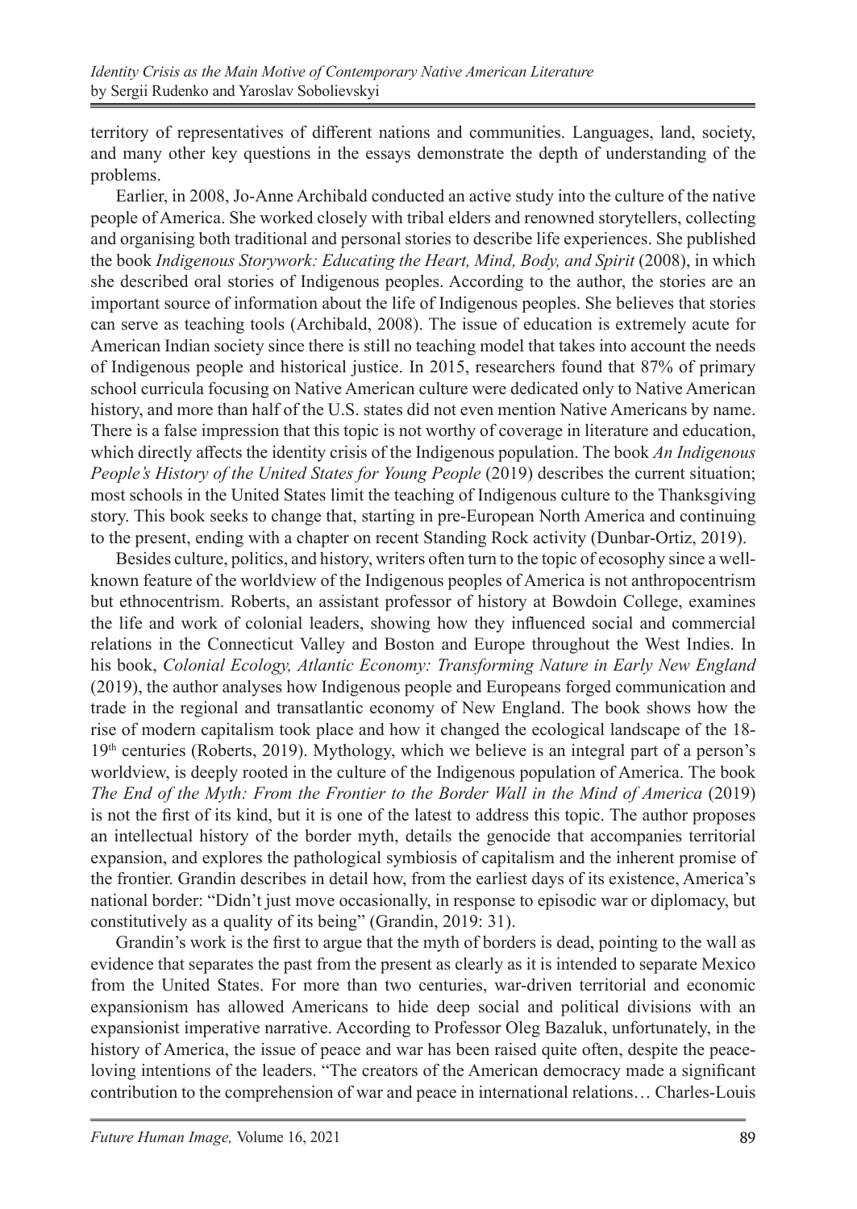territory of representatives of different nations and communities. Languages, land, society, and many other key questions in the essays demonstrate the depth of understanding of the problems.

Earlier, in 2008, Jo-Anne Archibald conducted an active study into the culture of the native people of America. She worked closely with tribal elders and renowned storytellers, collecting and organising both traditional and personal stories to describe life experiences. She published the book *Indigenous Storywork: Educating the Heart, Mind, Body, and Spirit* (2008), in which she described oral stories of Indigenous peoples. According to the author, the stories are an important source of information about the life of Indigenous peoples. She believes that stories can serve as teaching tools (Archibald, 2008). The issue of education is extremely acute for American Indian society since there is still no teaching model that takes into account the needs of Indigenous people and historical justice. In 2015, researchers found that 87% of primary school curricula focusing on Native American culture were dedicated only to Native American history, and more than half of the U.S. states did not even mention Native Americans by name. There is a false impression that this topic is not worthy of coverage in literature and education, which directly affects the identity crisis of the Indigenous population. The book *An Indigenous People's History of the United States for Young People* (2019) describes the current situation; most schools in the United States limit the teaching of Indigenous culture to the Thanksgiving story. This book seeks to change that, starting in pre-European North America and continuing to the present, ending with a chapter on recent Standing Rock activity (Dunbar-Ortiz, 2019).

Besides culture, politics, and history, writers often turn to the topic of ecosophy since a well-known feature of the worldview of the Indigenous peoples of America is not anthropocentrism but ethnocentrism. Roberts, an assistant professor of history at Bowdoin College, examines the life and work of colonial leaders, showing how they influenced social and commercial relations in the Connecticut Valley and Boston and Europe throughout the West Indies. In his book, *Colonial Ecology, Atlantic Economy: Transforming Nature in Early New England* (2019), the author analyses how Indigenous people and Europeans forged communication and trade in the regional and transatlantic economy of New England. The book shows how the rise of modern capitalism took place and how it changed the ecological landscape of the 18-19th centuries (Roberts, 2019). Mythology, which we believe is an integral part of a person's worldview, is deeply rooted in the culture of the Indigenous population of America. The book *The End of the Myth: From the Frontier to the Border Wall in the Mind of America* (2019) is not the first of its kind, but it is one of the latest to address this topic. The author proposes an intellectual history of the border myth, details the genocide that accompanies territorial expansion, and explores the pathological symbiosis of capitalism and the inherent promise of the frontier. Grandin describes in detail how, from the earliest days of its existence, America's national border: "Didn't just move occasionally, in response to episodic war or diplomacy, but constitutively as a quality of its being" (Grandin, 2019: 31).

Grandin's work is the first to argue that the myth of borders is dead, pointing to the wall as evidence that separates the past from the present as clearly as it is intended to separate Mexico from the United States. For more than two centuries, war-driven territorial and economic expansionism has allowed Americans to hide deep social and political divisions with an expansionist imperative narrative. According to Professor Oleg Bazaluk, unfortunately, in the history of America, the issue of peace and war has been raised quite often, despite the peace-loving intentions of the leaders. "The creators of the American democracy made a significant contribution to the comprehension of war and peace in international relations… Charles-Louis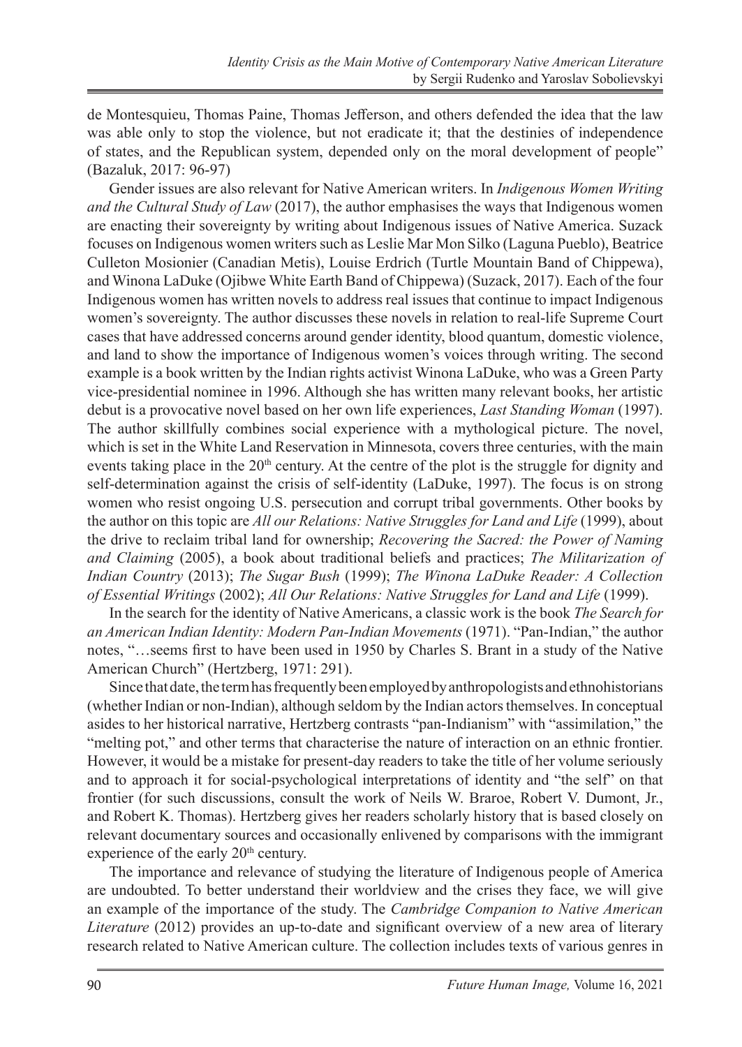de Montesquieu, Thomas Paine, Thomas Jefferson, and others defended the idea that the law was able only to stop the violence, but not eradicate it; that the destinies of independence of states, and the Republican system, depended only on the moral development of people" (Bazaluk, 2017: 96-97)

Gender issues are also relevant for Native American writers. In *Indigenous Women Writing and the Cultural Study of Law* (2017), the author emphasises the ways that Indigenous women are enacting their sovereignty by writing about Indigenous issues of Native America. Suzack focuses on Indigenous women writers such as Leslie Mar Mon Silko (Laguna Pueblo), Beatrice Culleton Mosionier (Canadian Metis), Louise Erdrich (Turtle Mountain Band of Chippewa), and Winona LaDuke (Ojibwe White Earth Band of Chippewa) (Suzack, 2017). Each of the four Indigenous women has written novels to address real issues that continue to impact Indigenous women's sovereignty. The author discusses these novels in relation to real-life Supreme Court cases that have addressed concerns around gender identity, blood quantum, domestic violence, and land to show the importance of Indigenous women's voices through writing. The second example is a book written by the Indian rights activist Winona LaDuke, who was a Green Party vice-presidential nominee in 1996. Although she has written many relevant books, her artistic debut is a provocative novel based on her own life experiences, *Last Standing Woman* (1997). The author skillfully combines social experience with a mythological picture. The novel, which is set in the White Land Reservation in Minnesota, covers three centuries, with the main events taking place in the 20th century. At the centre of the plot is the struggle for dignity and self-determination against the crisis of self-identity (LaDuke, 1997). The focus is on strong women who resist ongoing U.S. persecution and corrupt tribal governments. Other books by the author on this topic are *All our Relations: Native Struggles for Land and Life* (1999), about the drive to reclaim tribal land for ownership; *Recovering the Sacred: the Power of Naming and Claiming* (2005), a book about traditional beliefs and practices; *The Militarization of Indian Country* (2013); *The Sugar Bush* (1999); *The Winona LaDuke Reader: A Collection of Essential Writings* (2002); *All Our Relations: Native Struggles for Land and Life* (1999).

In the search for the identity of Native Americans, a classic work is the book *The Search for an American Indian Identity: Modern Pan-Indian Movements* (1971). "Pan-Indian," the author notes, "…seems first to have been used in 1950 by Charles S. Brant in a study of the Native American Church" (Hertzberg, 1971: 291).

Since that date, the term has frequently been employed by anthropologists and ethnohistorians (whether Indian or non-Indian), although seldom by the Indian actors themselves. In conceptual asides to her historical narrative, Hertzberg contrasts "pan-Indianism" with "assimilation," the "melting pot," and other terms that characterise the nature of interaction on an ethnic frontier. However, it would be a mistake for present-day readers to take the title of her volume seriously and to approach it for social-psychological interpretations of identity and "the self" on that frontier (for such discussions, consult the work of Neils W. Braroe, Robert V. Dumont, Jr., and Robert K. Thomas). Hertzberg gives her readers scholarly history that is based closely on relevant documentary sources and occasionally enlivened by comparisons with the immigrant experience of the early 20th century.

The importance and relevance of studying the literature of Indigenous people of America are undoubted. To better understand their worldview and the crises they face, we will give an example of the importance of the study. The *Cambridge Companion to Native American Literature* (2012) provides an up-to-date and significant overview of a new area of literary research related to Native American culture. The collection includes texts of various genres in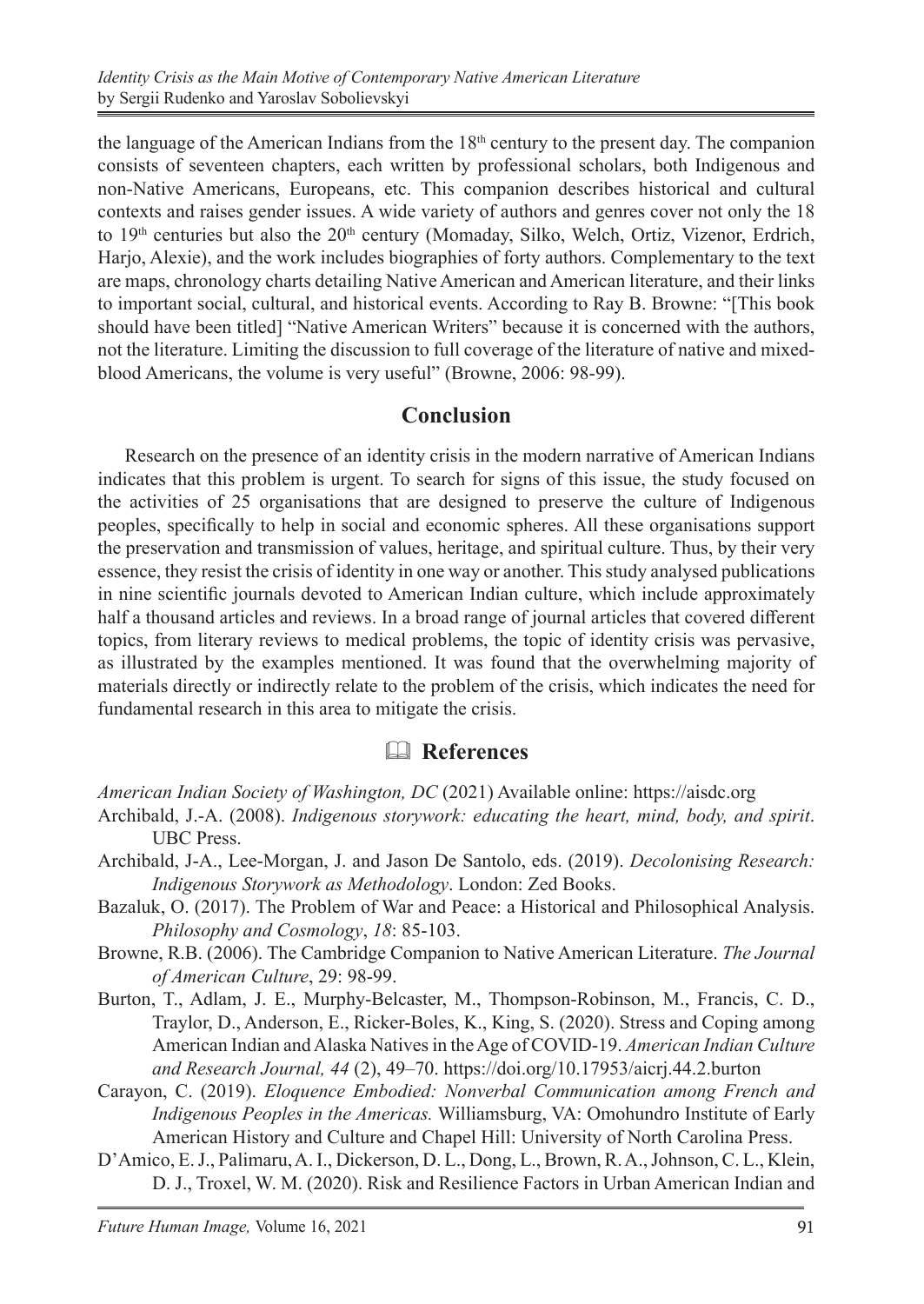the language of the American Indians from the 18th century to the present day. The companion consists of seventeen chapters, each written by professional scholars, both Indigenous and non-Native Americans, Europeans, etc. This companion describes historical and cultural contexts and raises gender issues. A wide variety of authors and genres cover not only the 18 to 19th centuries but also the 20th century (Momaday, Silko, Welch, Ortiz, Vizenor, Erdrich, Harjo, Alexie), and the work includes biographies of forty authors. Complementary to the text are maps, chronology charts detailing Native American and American literature, and their links to important social, cultural, and historical events. According to Ray B. Browne: "[This book should have been titled] "Native American Writers" because it is concerned with the authors, not the literature. Limiting the discussion to full coverage of the literature of native and mixed-blood Americans, the volume is very useful" (Browne, 2006: 98-99).

## Conclusion

Research on the presence of an identity crisis in the modern narrative of American Indians indicates that this problem is urgent. To search for signs of this issue, the study focused on the activities of 25 organisations that are designed to preserve the culture of Indigenous peoples, specifically to help in social and economic spheres. All these organisations support the preservation and transmission of values, heritage, and spiritual culture. Thus, by their very essence, they resist the crisis of identity in one way or another. This study analysed publications in nine scientific journals devoted to American Indian culture, which include approximately half a thousand articles and reviews. In a broad range of journal articles that covered different topics, from literary reviews to medical problems, the topic of identity crisis was pervasive, as illustrated by the examples mentioned. It was found that the overwhelming majority of materials directly or indirectly relate to the problem of the crisis, which indicates the need for fundamental research in this area to mitigate the crisis.

## References

*American Indian Society of Washington, DC* (2021) Available online: https://aisdc.org

Archibald, J.-A. (2008). *Indigenous storywork: educating the heart, mind, body, and spirit*. UBC Press.

Archibald, J-A., Lee-Morgan, J. and Jason De Santolo, eds. (2019). *Decolonising Research: Indigenous Storywork as Methodology*. London: Zed Books.

Bazaluk, O. (2017). The Problem of War and Peace: a Historical and Philosophical Analysis. *Philosophy and Cosmology*, *18*: 85-103.

Browne, R.B. (2006). The Cambridge Companion to Native American Literature. *The Journal of American Culture*, 29: 98-99.

Burton, T., Adlam, J. E., Murphy-Belcaster, M., Thompson-Robinson, M., Francis, C. D., Traylor, D., Anderson, E., Ricker-Boles, K., King, S. (2020). Stress and Coping among American Indian and Alaska Natives in the Age of COVID-19. *American Indian Culture and Research Journal, 44* (2), 49–70. https://doi.org/10.17953/aicrj.44.2.burton

Carayon, C. (2019). *Eloquence Embodied: Nonverbal Communication among French and Indigenous Peoples in the Americas.* Williamsburg, VA: Omohundro Institute of Early American History and Culture and Chapel Hill: University of North Carolina Press.

D'Amico, E. J., Palimaru, A. I., Dickerson, D. L., Dong, L., Brown, R. A., Johnson, C. L., Klein, D. J., Troxel, W. M. (2020). Risk and Resilience Factors in Urban American Indian and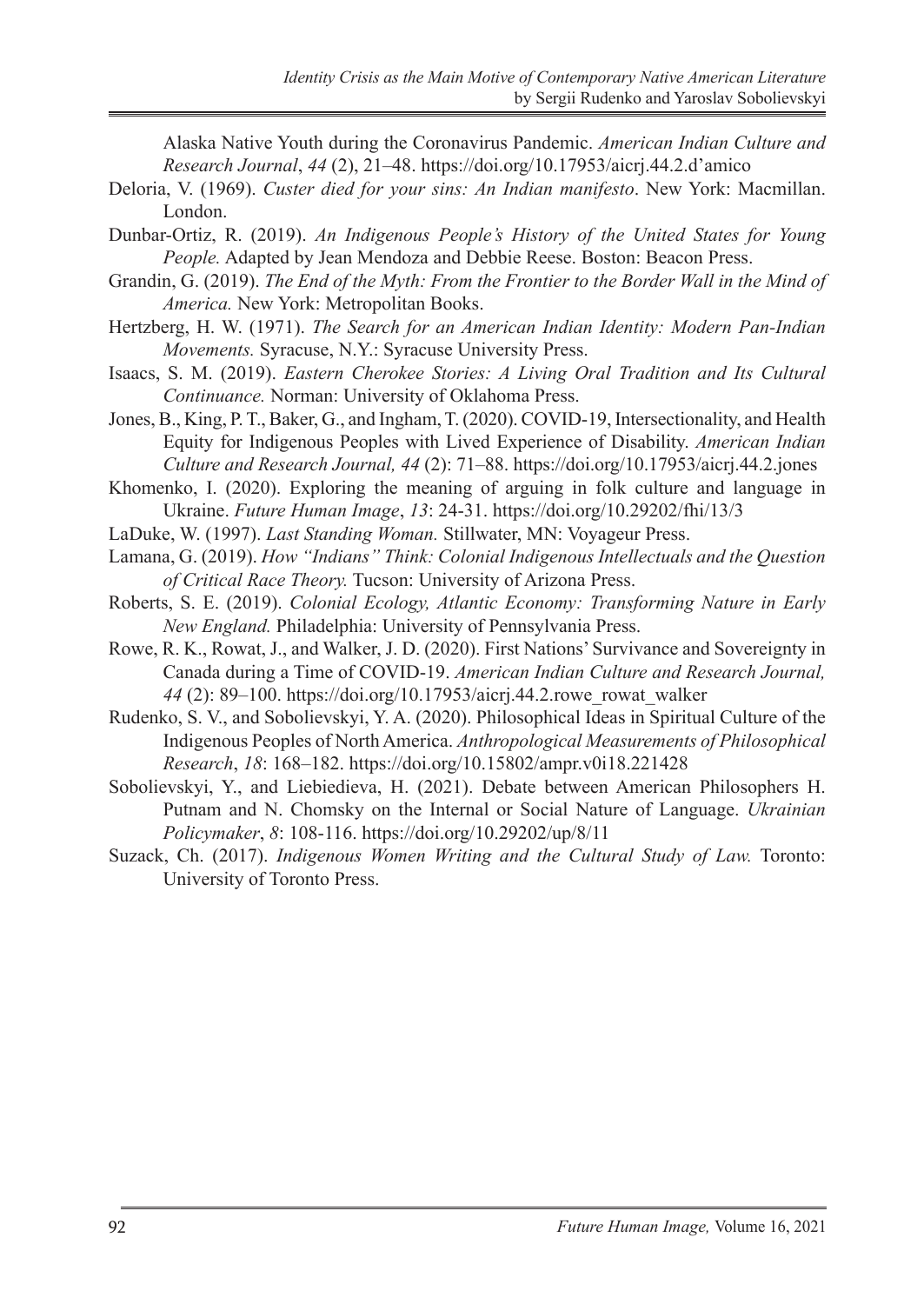Alaska Native Youth during the Coronavirus Pandemic. *American Indian Culture and Research Journal*, *44* (2), 21–48. https://doi.org/10.17953/aicrj.44.2.d'amico

Deloria, V. (1969). *Custer died for your sins: An Indian manifesto*. New York: Macmillan. London.

Dunbar-Ortiz, R. (2019). *An Indigenous People's History of the United States for Young People.* Adapted by Jean Mendoza and Debbie Reese. Boston: Beacon Press.

Grandin, G. (2019). *The End of the Myth: From the Frontier to the Border Wall in the Mind of America.* New York: Metropolitan Books.

Hertzberg, H. W. (1971). *The Search for an American Indian Identity: Modern Pan-Indian Movements.* Syracuse, N.Y.: Syracuse University Press.

Isaacs, S. M. (2019). *Eastern Cherokee Stories: A Living Oral Tradition and Its Cultural Continuance.* Norman: University of Oklahoma Press.

Jones, B., King, P. T., Baker, G., and Ingham, T. (2020). COVID-19, Intersectionality, and Health Equity for Indigenous Peoples with Lived Experience of Disability. *American Indian Culture and Research Journal, 44* (2): 71–88. https://doi.org/10.17953/aicrj.44.2.jones

Khomenko, I. (2020). Exploring the meaning of arguing in folk culture and language in Ukraine. *Future Human Image*, *13*: 24-31. https://doi.org/10.29202/fhi/13/3

LaDuke, W. (1997). *Last Standing Woman.* Stillwater, MN: Voyageur Press.

Lamana, G. (2019). *How "Indians" Think: Colonial Indigenous Intellectuals and the Question of Critical Race Theory.* Tucson: University of Arizona Press.

Roberts, S. E. (2019). *Colonial Ecology, Atlantic Economy: Transforming Nature in Early New England.* Philadelphia: University of Pennsylvania Press.

Rowe, R. K., Rowat, J., and Walker, J. D. (2020). First Nations' Survivance and Sovereignty in Canada during a Time of COVID-19. *American Indian Culture and Research Journal, 44* (2): 89–100. https://doi.org/10.17953/aicrj.44.2.rowe_rowat_walker

Rudenko, S. V., and Sobolievskyi, Y. A. (2020). Philosophical Ideas in Spiritual Culture of the Indigenous Peoples of North America. *Anthropological Measurements of Philosophical Research*, *18*: 168–182. https://doi.org/10.15802/ampr.v0i18.221428

Sobolievskyi, Y., and Liebiedieva, H. (2021). Debate between American Philosophers H. Putnam and N. Chomsky on the Internal or Social Nature of Language. *Ukrainian Policymaker*, *8*: 108-116. https://doi.org/10.29202/up/8/11

Suzack, Ch. (2017). *Indigenous Women Writing and the Cultural Study of Law.* Toronto: University of Toronto Press.